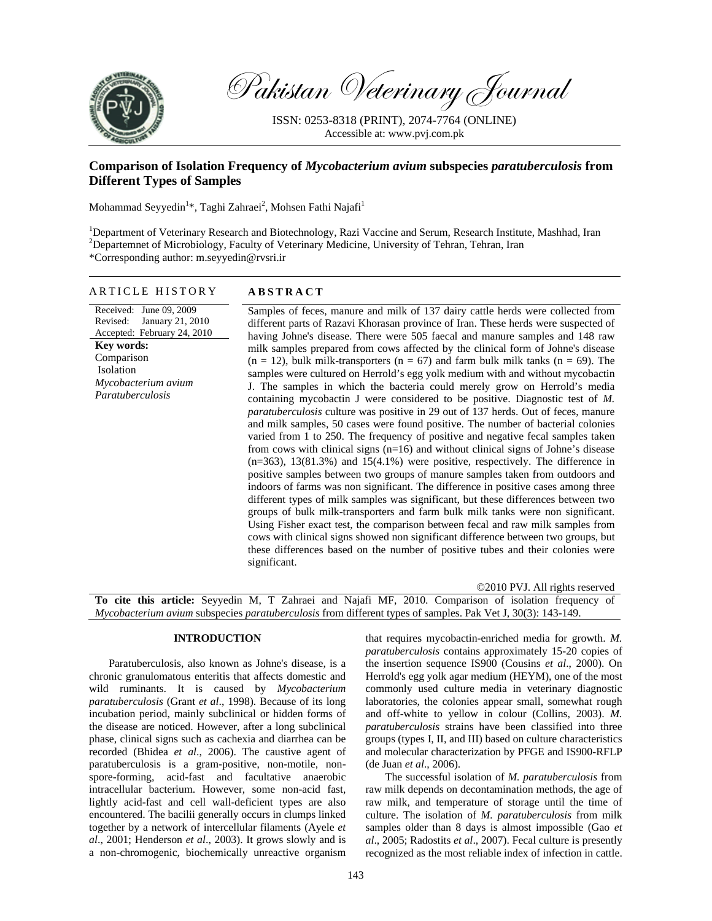# Comparison of Isolation Frequency of *Mycobacterium avium* subspecies *paratuberculosis* from Different Types of Samples

Mohammad Seyyedin[1]*, Taghi Zahraei[2], Mohsen Fathi Najafi[1]

[1]Department of Veterinary Research and Biotechnology, Razi Vaccine and Serum, Research Institute, Mashhad, Iran
[2]Departemnet of Microbiology, Faculty of Veterinary Medicine, University of Tehran, Tehran, Iran
*Corresponding author: m.seyyedin@rvsri.ir

## ARTICLE HISTORY

Received: June 09, 2009
Revised: January 21, 2010
Accepted: February 24, 2010

**Key words:**
Comparison
Isolation
*Mycobacterium avium*
*Paratuberculosis*

## ABSTRACT

Samples of feces, manure and milk of 137 dairy cattle herds were collected from different parts of Razavi Khorasan province of Iran. These herds were suspected of having Johne's disease. There were 505 faecal and manure samples and 148 raw milk samples prepared from cows affected by the clinical form of Johne's disease (n = 12), bulk milk-transporters (n = 67) and farm bulk milk tanks (n = 69). The samples were cultured on Herrold's egg yolk medium with and without mycobactin J. The samples in which the bacteria could merely grow on Herrold's media containing mycobactin J were considered to be positive. Diagnostic test of *M. paratuberculosis* culture was positive in 29 out of 137 herds. Out of feces, manure and milk samples, 50 cases were found positive. The number of bacterial colonies varied from 1 to 250. The frequency of positive and negative fecal samples taken from cows with clinical signs (n=16) and without clinical signs of Johne's disease (n=363), 13(81.3%) and 15(4.1%) were positive, respectively. The difference in positive samples between two groups of manure samples taken from outdoors and indoors of farms was non significant. The difference in positive cases among three different types of milk samples was significant, but these differences between two groups of bulk milk-transporters and farm bulk milk tanks were non significant. Using Fisher exact test, the comparison between fecal and raw milk samples from cows with clinical signs showed non significant difference between two groups, but these differences based on the number of positive tubes and their colonies were significant.

©2010 PVJ. All rights reserved

**To cite this article:** Seyyedin M, T Zahraei and Najafi MF, 2010. Comparison of isolation frequency of *Mycobacterium avium* subspecies *paratuberculosis* from different types of samples. Pak Vet J, 30(3): 143-149.

## INTRODUCTION

Paratuberculosis, also known as Johne's disease, is a chronic granulomatous enteritis that affects domestic and wild ruminants. It is caused by *Mycobacterium paratuberculosis* (Grant *et al*., 1998). Because of its long incubation period, mainly subclinical or hidden forms of the disease are noticed. However, after a long subclinical phase, clinical signs such as cachexia and diarrhea can be recorded (Bhidea *et al*., 2006). The caustive agent of paratuberculosis is a gram-positive, non-motile, non-spore-forming, acid-fast and facultative anaerobic intracellular bacterium. However, some non-acid fast, lightly acid-fast and cell wall-deficient types are also encountered. The bacilii generally occurs in clumps linked together by a network of intercellular filaments (Ayele *et al*., 2001; Henderson *et al*., 2003). It grows slowly and is a non-chromogenic, biochemically unreactive organism that requires mycobactin-enriched media for growth. *M. paratuberculosis* contains approximately 15-20 copies of the insertion sequence IS900 (Cousins *et al*., 2000). On Herrold's egg yolk agar medium (HEYM), one of the most commonly used culture media in veterinary diagnostic laboratories, the colonies appear small, somewhat rough and off-white to yellow in colour (Collins, 2003). *M. paratuberculosis* strains have been classified into three groups (types I, II, and III) based on culture characteristics and molecular characterization by PFGE and IS900-RFLP (de Juan *et al*., 2006).

The successful isolation of *M. paratuberculosis* from raw milk depends on decontamination methods, the age of raw milk, and temperature of storage until the time of culture. The isolation of *M. paratuberculosis* from milk samples older than 8 days is almost impossible (Gao *et al*., 2005; Radostits *et al*., 2007). Fecal culture is presently recognized as the most reliable index of infection in cattle.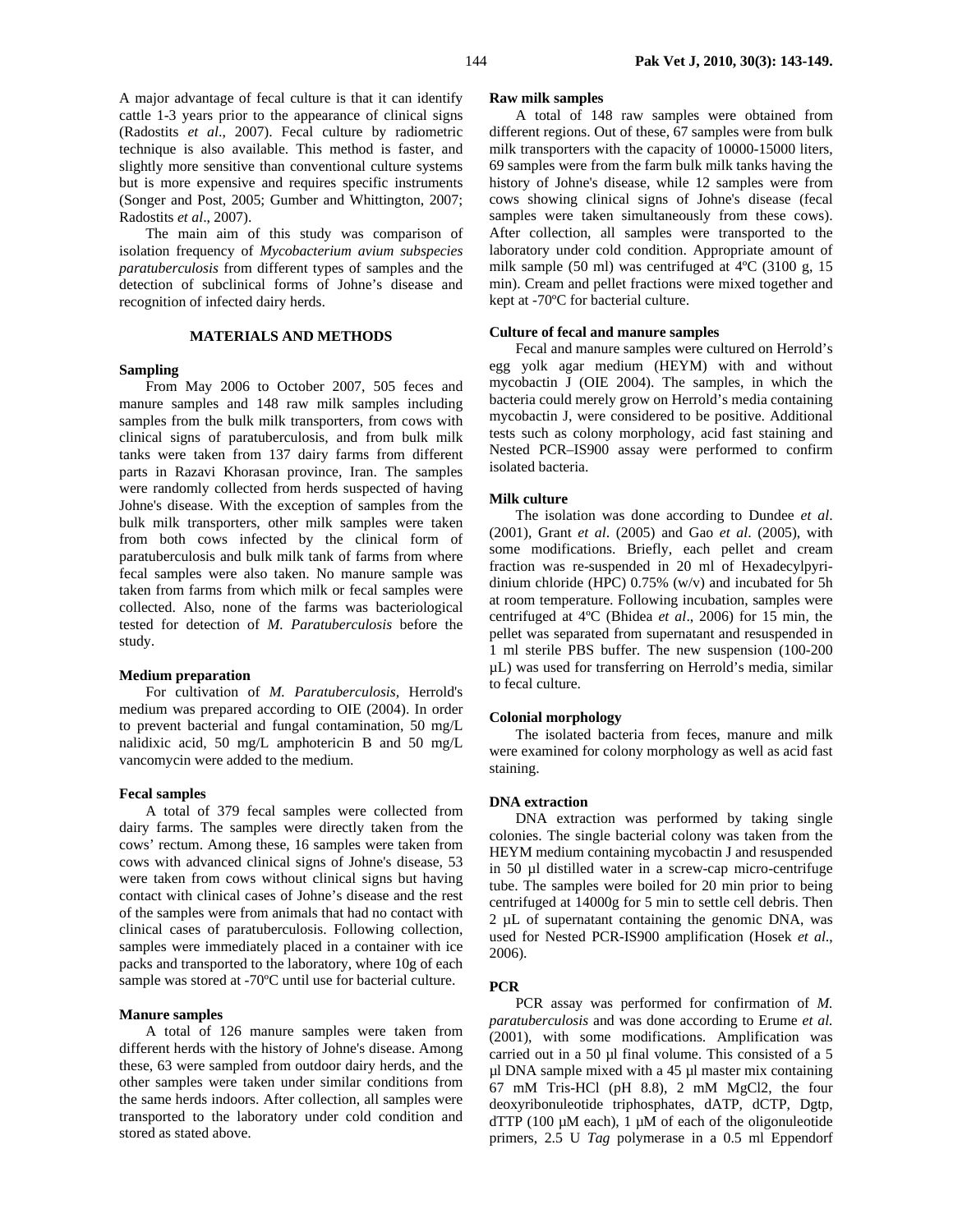A major advantage of fecal culture is that it can identify cattle 1-3 years prior to the appearance of clinical signs (Radostits *et al*., 2007). Fecal culture by radiometric technique is also available. This method is faster, and slightly more sensitive than conventional culture systems but is more expensive and requires specific instruments (Songer and Post, 2005; Gumber and Whittington, 2007; Radostits *et al*., 2007).

The main aim of this study was comparison of isolation frequency of *Mycobacterium avium subspecies paratuberculosis* from different types of samples and the detection of subclinical forms of Johne's disease and recognition of infected dairy herds.

## MATERIALS AND METHODS

### Sampling

From May 2006 to October 2007, 505 feces and manure samples and 148 raw milk samples including samples from the bulk milk transporters, from cows with clinical signs of paratuberculosis, and from bulk milk tanks were taken from 137 dairy farms from different parts in Razavi Khorasan province, Iran. The samples were randomly collected from herds suspected of having Johne's disease. With the exception of samples from the bulk milk transporters, other milk samples were taken from both cows infected by the clinical form of paratuberculosis and bulk milk tank of farms from where fecal samples were also taken. No manure sample was taken from farms from which milk or fecal samples were collected. Also, none of the farms was bacteriological tested for detection of *M. Paratuberculosis* before the study.

### Medium preparation

For cultivation of *M. Paratuberculosis,* Herrold's medium was prepared according to OIE (2004). In order to prevent bacterial and fungal contamination, 50 mg/L nalidixic acid, 50 mg/L amphotericin B and 50 mg/L vancomycin were added to the medium.

### Fecal samples

A total of 379 fecal samples were collected from dairy farms. The samples were directly taken from the cows' rectum. Among these, 16 samples were taken from cows with advanced clinical signs of Johne's disease, 53 were taken from cows without clinical signs but having contact with clinical cases of Johne's disease and the rest of the samples were from animals that had no contact with clinical cases of paratuberculosis. Following collection, samples were immediately placed in a container with ice packs and transported to the laboratory, where 10g of each sample was stored at -70ºC until use for bacterial culture.

### Manure samples

A total of 126 manure samples were taken from different herds with the history of Johne's disease. Among these, 63 were sampled from outdoor dairy herds, and the other samples were taken under similar conditions from the same herds indoors. After collection, all samples were transported to the laboratory under cold condition and stored as stated above.

### Raw milk samples

A total of 148 raw samples were obtained from different regions. Out of these, 67 samples were from bulk milk transporters with the capacity of 10000-15000 liters, 69 samples were from the farm bulk milk tanks having the history of Johne's disease, while 12 samples were from cows showing clinical signs of Johne's disease (fecal samples were taken simultaneously from these cows). After collection, all samples were transported to the laboratory under cold condition. Appropriate amount of milk sample (50 ml) was centrifuged at 4ºC (3100 g, 15 min). Cream and pellet fractions were mixed together and kept at -70ºC for bacterial culture.

### Culture of fecal and manure samples

Fecal and manure samples were cultured on Herrold's egg yolk agar medium (HEYM) with and without mycobactin J (OIE 2004). The samples, in which the bacteria could merely grow on Herrold's media containing mycobactin J, were considered to be positive. Additional tests such as colony morphology, acid fast staining and Nested PCR–IS900 assay were performed to confirm isolated bacteria.

### Milk culture

The isolation was done according to Dundee *et al*. (2001), Grant *et al*. (2005) and Gao *et al*. (2005), with some modifications. Briefly, each pellet and cream fraction was re-suspended in 20 ml of Hexadecylpyridinium chloride (HPC) 0.75% (w/v) and incubated for 5h at room temperature. Following incubation, samples were centrifuged at 4ºC (Bhidea *et al*., 2006) for 15 min, the pellet was separated from supernatant and resuspended in 1 ml sterile PBS buffer. The new suspension (100-200 µL) was used for transferring on Herrold's media, similar to fecal culture.

### Colonial morphology

The isolated bacteria from feces, manure and milk were examined for colony morphology as well as acid fast staining.

### DNA extraction

DNA extraction was performed by taking single colonies. The single bacterial colony was taken from the HEYM medium containing mycobactin J and resuspended in 50 µl distilled water in a screw-cap micro-centrifuge tube. The samples were boiled for 20 min prior to being centrifuged at 14000g for 5 min to settle cell debris. Then 2 µL of supernatant containing the genomic DNA, was used for Nested PCR-IS900 amplification (Hosek *et al*., 2006).

### PCR

PCR assay was performed for confirmation of *M. paratuberculosis* and was done according to Erume *et al.* (2001), with some modifications. Amplification was carried out in a 50 µl final volume. This consisted of a 5 µl DNA sample mixed with a 45 µl master mix containing 67 mM Tris-HCl (pH 8.8), 2 mM $MgCl_2$, the four deoxyribonuleotide triphosphates, dATP, dCTP, Dgtp, dTTP (100 µM each), 1 µM of each of the oligonuleotide primers, 2.5 U *Tag* polymerase in a 0.5 ml Eppendorf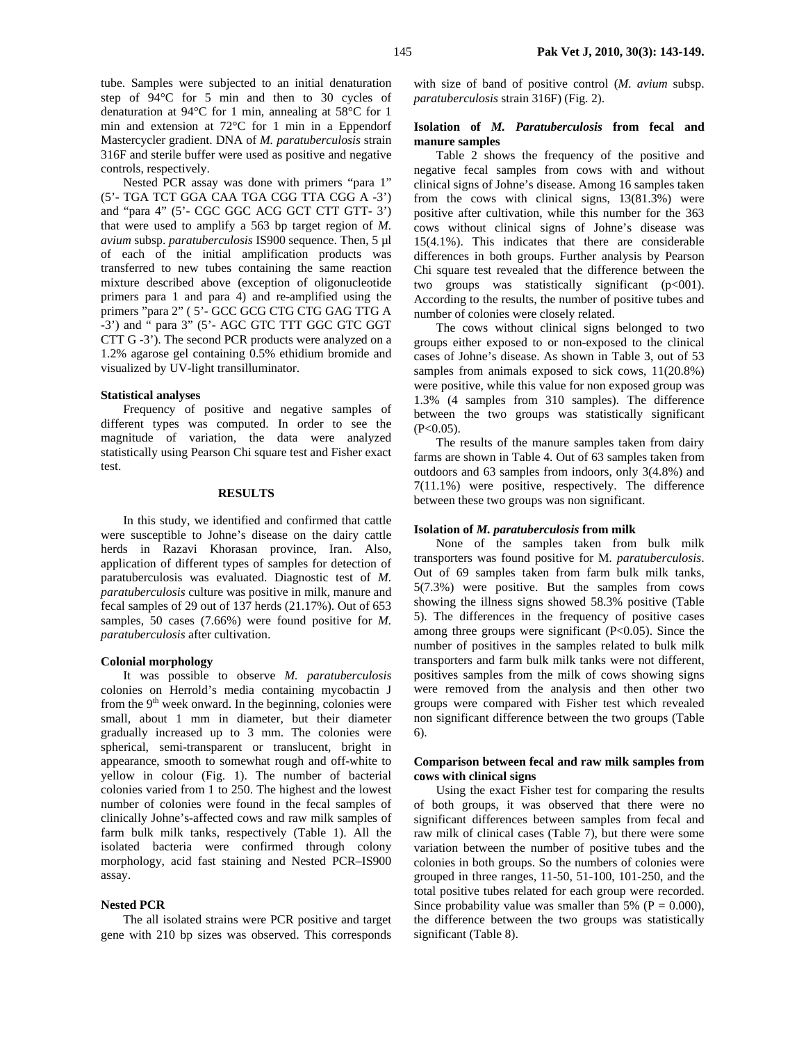tube. Samples were subjected to an initial denaturation step of 94°C for 5 min and then to 30 cycles of denaturation at 94°C for 1 min, annealing at 58°C for 1 min and extension at 72°C for 1 min in a Eppendorf Mastercycler gradient. DNA of *M. paratuberculosis* strain 316F and sterile buffer were used as positive and negative controls, respectively.

Nested PCR assay was done with primers "para 1" (5'- TGA TCT GGA CAA TGA CGG TTA CGG A -3') and "para 4" (5'- CGC GGC ACG GCT CTT GTT- 3') that were used to amplify a 563 bp target region of *M. avium* subsp. *paratuberculosis* IS900 sequence. Then, 5 µl of each of the initial amplification products was transferred to new tubes containing the same reaction mixture described above (exception of oligonucleotide primers para 1 and para 4) and re-amplified using the primers "para 2" ( 5'- GCC GCG CTG CTG GAG TTG A -3') and " para 3" (5'- AGC GTC TTT GGC GTC GGT CTT G -3'). The second PCR products were analyzed on a 1.2% agarose gel containing 0.5% ethidium bromide and visualized by UV-light transilluminator.

### Statistical analyses

Frequency of positive and negative samples of different types was computed. In order to see the magnitude of variation, the data were analyzed statistically using Pearson Chi square test and Fisher exact test.

## RESULTS

In this study, we identified and confirmed that cattle were susceptible to Johne's disease on the dairy cattle herds in Razavi Khorasan province, Iran. Also, application of different types of samples for detection of paratuberculosis was evaluated. Diagnostic test of *M. paratuberculosis* culture was positive in milk, manure and fecal samples of 29 out of 137 herds (21.17%). Out of 653 samples, 50 cases (7.66%) were found positive for *M. paratuberculosis* after cultivation.

### Colonial morphology

It was possible to observe *M. paratuberculosis* colonies on Herrold's media containing mycobactin J from the 9th week onward. In the beginning, colonies were small, about 1 mm in diameter, but their diameter gradually increased up to 3 mm. The colonies were spherical, semi-transparent or translucent, bright in appearance, smooth to somewhat rough and off-white to yellow in colour (Fig. 1). The number of bacterial colonies varied from 1 to 250. The highest and the lowest number of colonies were found in the fecal samples of clinically Johne's-affected cows and raw milk samples of farm bulk milk tanks, respectively (Table 1). All the isolated bacteria were confirmed through colony morphology, acid fast staining and Nested PCR–IS900 assay.

### Nested PCR

The all isolated strains were PCR positive and target gene with 210 bp sizes was observed. This corresponds with size of band of positive control (*M. avium* subsp. *paratuberculosis* strain 316F) (Fig. 2).

### Isolation of *M. Paratuberculosis* from fecal and manure samples

Table 2 shows the frequency of the positive and negative fecal samples from cows with and without clinical signs of Johne's disease. Among 16 samples taken from the cows with clinical signs, 13(81.3%) were positive after cultivation, while this number for the 363 cows without clinical signs of Johne's disease was 15(4.1%). This indicates that there are considerable differences in both groups. Further analysis by Pearson Chi square test revealed that the difference between the two groups was statistically significant (p<001). According to the results, the number of positive tubes and number of colonies were closely related.

The cows without clinical signs belonged to two groups either exposed to or non-exposed to the clinical cases of Johne's disease. As shown in Table 3, out of 53 samples from animals exposed to sick cows, 11(20.8%) were positive, while this value for non exposed group was 1.3% (4 samples from 310 samples). The difference between the two groups was statistically significant ($P<0.05$).

The results of the manure samples taken from dairy farms are shown in Table 4. Out of 63 samples taken from outdoors and 63 samples from indoors, only 3(4.8%) and 7(11.1%) were positive, respectively. The difference between these two groups was non significant.

### Isolation of *M. paratuberculosis* from milk

None of the samples taken from bulk milk transporters was found positive for M. *paratuberculosis*. Out of 69 samples taken from farm bulk milk tanks, 5(7.3%) were positive. But the samples from cows showing the illness signs showed 58.3% positive (Table 5). The differences in the frequency of positive cases among three groups were significant ($P<0.05$). Since the number of positives in the samples related to bulk milk transporters and farm bulk milk tanks were not different, positives samples from the milk of cows showing signs were removed from the analysis and then other two groups were compared with Fisher test which revealed non significant difference between the two groups (Table 6).

### Comparison between fecal and raw milk samples from cows with clinical signs

Using the exact Fisher test for comparing the results of both groups, it was observed that there were no significant differences between samples from fecal and raw milk of clinical cases (Table 7), but there were some variation between the number of positive tubes and the colonies in both groups. So the numbers of colonies were grouped in three ranges, 11-50, 51-100, 101-250, and the total positive tubes related for each group were recorded. Since probability value was smaller than 5% ($P = 0.000$), the difference between the two groups was statistically significant (Table 8).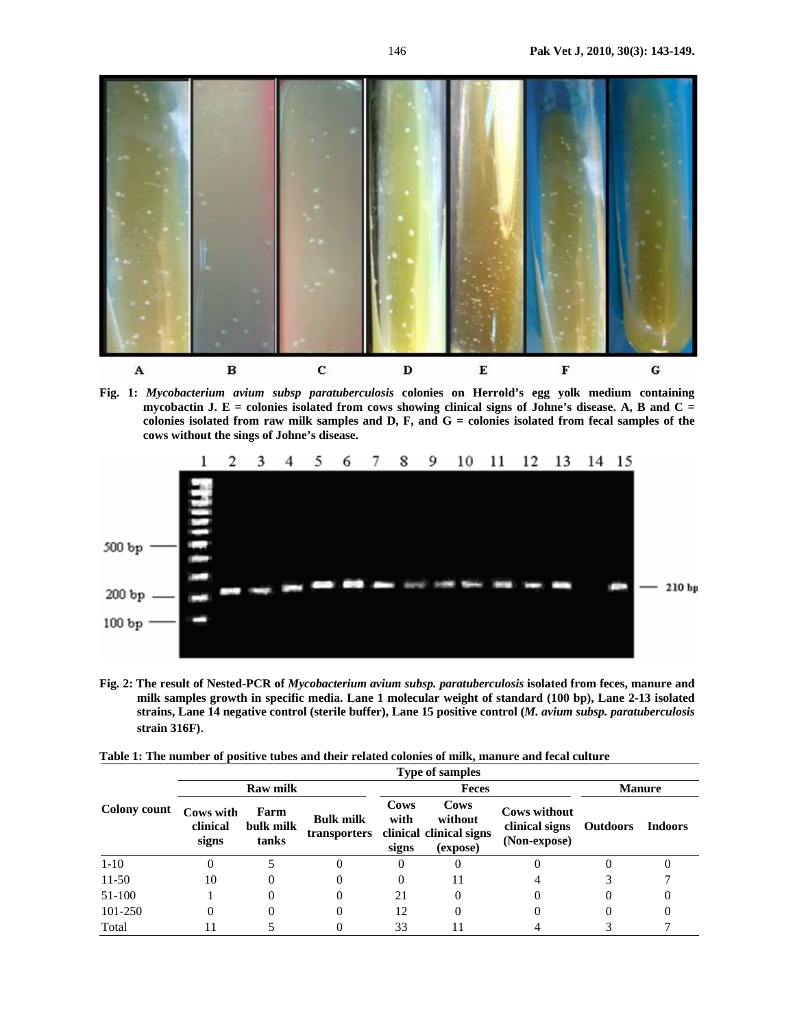**Fig. 1:** ***Mycobacterium avium subsp paratuberculosis*** **colonies on Herrold's egg yolk medium containing mycobactin J. E = colonies isolated from cows showing clinical signs of Johne's disease. A, B and C = colonies isolated from raw milk samples and D, F, and G = colonies isolated from fecal samples of the cows without the sings of Johne's disease.**

**Fig. 2: The result of Nested-PCR of** ***Mycobacterium avium subsp. paratuberculosis*** **isolated from feces, manure and milk samples growth in specific media. Lane 1 molecular weight of standard (100 bp), Lane 2-13 isolated strains, Lane 14 negative control (sterile buffer), Lane 15 positive control (*M. avium subsp. paratuberculosis* strain 316F).**

**Table 1: The number of positive tubes and their related colonies of milk, manure and fecal culture**

| Colony count | Raw milk | | | Feces | | | Manure | |
|---|---|---|---|---|---|---|---|---|
| | Cows with clinical signs | Farm bulk milk tanks | Bulk milk transporters | Cows with clinical signs | Cows without clinical signs (expose) | Cows without clinical signs (Non-expose) | Outdoors | Indoors |
| 1-10 | 0 | 5 | 0 | 0 | 0 | 0 | 0 | 0 |
| 11-50 | 10 | 0 | 0 | 0 | 11 | 4 | 3 | 7 |
| 51-100 | 1 | 0 | 0 | 21 | 0 | 0 | 0 | 0 |
| 101-250 | 0 | 0 | 0 | 12 | 0 | 0 | 0 | 0 |
| Total | 11 | 5 | 0 | 33 | 11 | 4 | 3 | 7 |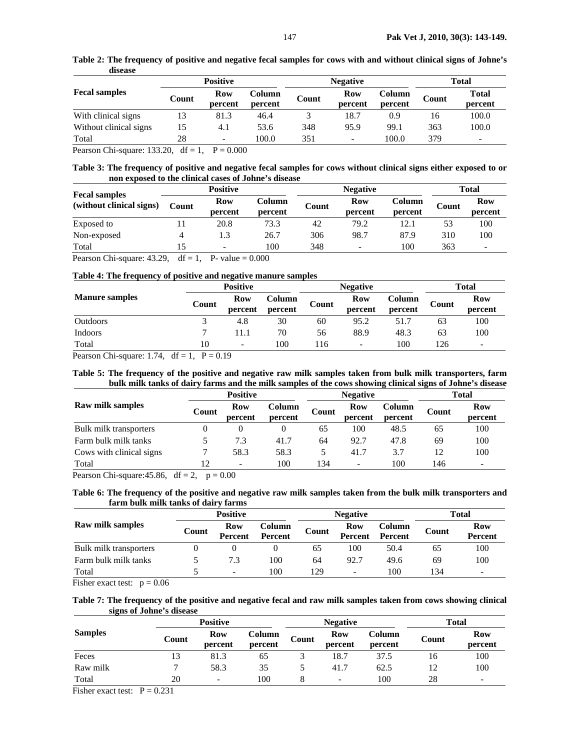**Table 2: The frequency of positive and negative fecal samples for cows with and without clinical signs of Johne's disease**

| Fecal samples | Positive | | | Negative | | | Total | |
|---|---|---|---|---|---|---|---|---|
| | Count | Row percent | Column percent | Count | Row percent | Column percent | Count | Total percent |
| With clinical signs | 13 | 81.3 | 46.4 | 3 | 18.7 | 0.9 | 16 | 100.0 |
| Without clinical signs | 15 | 4.1 | 53.6 | 348 | 95.9 | 99.1 | 363 | 100.0 |
| Total | 28 | - | 100.0 | 351 | - | 100.0 | 379 | - |

Pearson Chi-square: 133.20, df = 1, P = 0.000

**Table 3: The frequency of positive and negative fecal samples for cows without clinical signs either exposed to or non exposed to the clinical cases of Johne's disease**

| Fecal samples (without clinical signs) | Positive | | | Negative | | | Total | |
|---|---|---|---|---|---|---|---|---|
| | Count | Row percent | Column percent | Count | Row percent | Column percent | Count | Row percent |
| Exposed to | 11 | 20.8 | 73.3 | 42 | 79.2 | 12.1 | 53 | 100 |
| Non-exposed | 4 | 1.3 | 26.7 | 306 | 98.7 | 87.9 | 310 | 100 |
| Total | 15 | - | 100 | 348 | - | 100 | 363 | - |

Pearson Chi-square: 43.29, df = 1, P- value = 0.000

**Table 4: The frequency of positive and negative manure samples**

| Manure samples | Positive | | | Negative | | | Total | |
|---|---|---|---|---|---|---|---|---|
| | Count | Row percent | Column percent | Count | Row percent | Column percent | Count | Row percent |
| Outdoors | 3 | 4.8 | 30 | 60 | 95.2 | 51.7 | 63 | 100 |
| Indoors | 7 | 11.1 | 70 | 56 | 88.9 | 48.3 | 63 | 100 |
| Total | 10 | - | 100 | 116 | - | 100 | 126 | - |

Pearson Chi-square: 1.74, df = 1, P = 0.19

**Table 5: The frequency of the positive and negative raw milk samples taken from bulk milk transporters, farm bulk milk tanks of dairy farms and the milk samples of the cows showing clinical signs of Johne's disease**

| Raw milk samples | Positive | | | Negative | | | Total | |
|---|---|---|---|---|---|---|---|---|
| | Count | Row percent | Column percent | Count | Row percent | Column percent | Count | Row percent |
| Bulk milk transporters | 0 | 0 | 0 | 65 | 100 | 48.5 | 65 | 100 |
| Farm bulk milk tanks | 5 | 7.3 | 41.7 | 64 | 92.7 | 47.8 | 69 | 100 |
| Cows with clinical signs | 7 | 58.3 | 58.3 | 5 | 41.7 | 3.7 | 12 | 100 |
| Total | 12 | - | 100 | 134 | - | 100 | 146 | - |

Pearson Chi-square:45.86, df = 2, p = 0.00

**Table 6: The frequency of the positive and negative raw milk samples taken from the bulk milk transporters and farm bulk milk tanks of dairy farms**

| Raw milk samples | Positive | | | Negative | | | Total | |
|---|---|---|---|---|---|---|---|---|
| | Count | Row Percent | Column Percent | Count | Row Percent | Column Percent | Count | Row Percent |
| Bulk milk transporters | 0 | 0 | 0 | 65 | 100 | 50.4 | 65 | 100 |
| Farm bulk milk tanks | 5 | 7.3 | 100 | 64 | 92.7 | 49.6 | 69 | 100 |
| Total | 5 | - | 100 | 129 | - | 100 | 134 | - |

Fisher exact test: p = 0.06

**Table 7: The frequency of the positive and negative fecal and raw milk samples taken from cows showing clinical signs of Johne's disease**

| Samples | Positive | | | Negative | | | Total | |
|---|---|---|---|---|---|---|---|---|
| | Count | Row percent | Column percent | Count | Row percent | Column percent | Count | Row percent |
| Feces | 13 | 81.3 | 65 | 3 | 18.7 | 37.5 | 16 | 100 |
| Raw milk | 7 | 58.3 | 35 | 5 | 41.7 | 62.5 | 12 | 100 |
| Total | 20 | - | 100 | 8 | - | 100 | 28 | - |

Fisher exact test: P = 0.231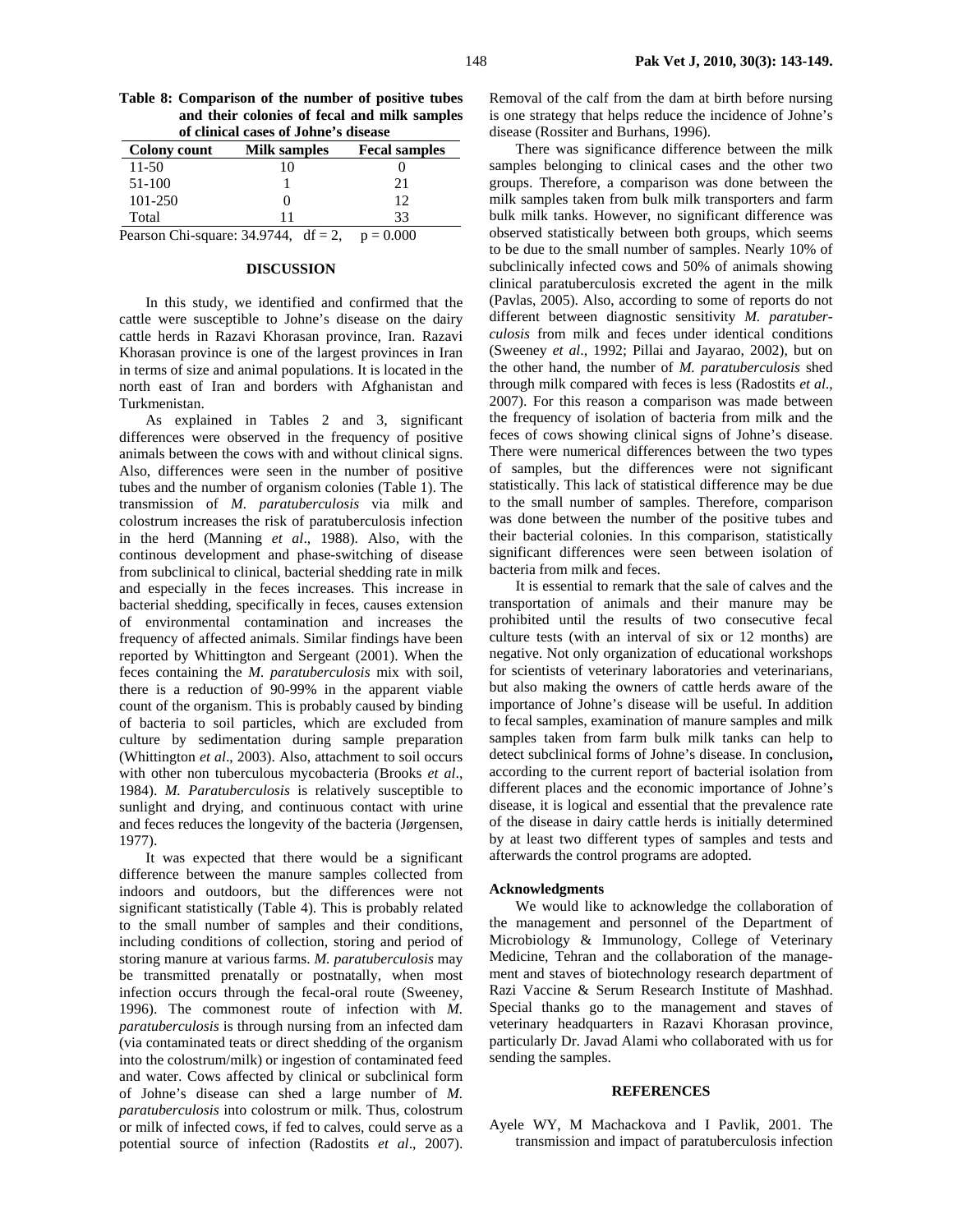**Table 8: Comparison of the number of positive tubes and their colonies of fecal and milk samples of clinical cases of Johne's disease**

| Colony count | Milk samples | Fecal samples |
|---|---|---|
| 11-50 | 10 | 0 |
| 51-100 | 1 | 21 |
| 101-250 | 0 | 12 |
| Total | 11 | 33 |

Pearson Chi-square: 34.9744, df = 2, p = 0.000

## DISCUSSION

In this study, we identified and confirmed that the cattle were susceptible to Johne's disease on the dairy cattle herds in Razavi Khorasan province, Iran. Razavi Khorasan province is one of the largest provinces in Iran in terms of size and animal populations. It is located in the north east of Iran and borders with Afghanistan and Turkmenistan.

As explained in Tables 2 and 3, significant differences were observed in the frequency of positive animals between the cows with and without clinical signs. Also, differences were seen in the number of positive tubes and the number of organism colonies (Table 1). The transmission of *M. paratuberculosis* via milk and colostrum increases the risk of paratuberculosis infection in the herd (Manning *et al*., 1988). Also, with the continous development and phase-switching of disease from subclinical to clinical, bacterial shedding rate in milk and especially in the feces increases. This increase in bacterial shedding, specifically in feces, causes extension of environmental contamination and increases the frequency of affected animals. Similar findings have been reported by Whittington and Sergeant (2001). When the feces containing the *M. paratuberculosis* mix with soil, there is a reduction of 90-99% in the apparent viable count of the organism. This is probably caused by binding of bacteria to soil particles, which are excluded from culture by sedimentation during sample preparation (Whittington *et al*., 2003). Also, attachment to soil occurs with other non tuberculous mycobacteria (Brooks *et al*., 1984). *M. Paratuberculosis* is relatively susceptible to sunlight and drying, and continuous contact with urine and feces reduces the longevity of the bacteria (Jørgensen, 1977).

It was expected that there would be a significant difference between the manure samples collected from indoors and outdoors, but the differences were not significant statistically (Table 4). This is probably related to the small number of samples and their conditions, including conditions of collection, storing and period of storing manure at various farms. *M. paratuberculosis* may be transmitted prenatally or postnatally, when most infection occurs through the fecal-oral route (Sweeney, 1996). The commonest route of infection with *M. paratuberculosis* is through nursing from an infected dam (via contaminated teats or direct shedding of the organism into the colostrum/milk) or ingestion of contaminated feed and water. Cows affected by clinical or subclinical form of Johne's disease can shed a large number of *M. paratuberculosis* into colostrum or milk. Thus, colostrum or milk of infected cows, if fed to calves, could serve as a potential source of infection (Radostits *et al*., 2007). Removal of the calf from the dam at birth before nursing is one strategy that helps reduce the incidence of Johne's disease (Rossiter and Burhans, 1996).

There was significance difference between the milk samples belonging to clinical cases and the other two groups. Therefore, a comparison was done between the milk samples taken from bulk milk transporters and farm bulk milk tanks. However, no significant difference was observed statistically between both groups, which seems to be due to the small number of samples. Nearly 10% of subclinically infected cows and 50% of animals showing clinical paratuberculosis excreted the agent in the milk (Pavlas, 2005). Also, according to some of reports do not different between diagnostic sensitivity *M. paratuberculosis* from milk and feces under identical conditions (Sweeney *et al*., 1992; Pillai and Jayarao, 2002), but on the other hand, the number of *M. paratuberculosis* shed through milk compared with feces is less (Radostits *et al*., 2007). For this reason a comparison was made between the frequency of isolation of bacteria from milk and the feces of cows showing clinical signs of Johne's disease. There were numerical differences between the two types of samples, but the differences were not significant statistically. This lack of statistical difference may be due to the small number of samples. Therefore, comparison was done between the number of the positive tubes and their bacterial colonies. In this comparison, statistically significant differences were seen between isolation of bacteria from milk and feces.

It is essential to remark that the sale of calves and the transportation of animals and their manure may be prohibited until the results of two consecutive fecal culture tests (with an interval of six or 12 months) are negative. Not only organization of educational workshops for scientists of veterinary laboratories and veterinarians, but also making the owners of cattle herds aware of the importance of Johne's disease will be useful. In addition to fecal samples, examination of manure samples and milk samples taken from farm bulk milk tanks can help to detect subclinical forms of Johne's disease. In conclusion**,** according to the current report of bacterial isolation from different places and the economic importance of Johne's disease, it is logical and essential that the prevalence rate of the disease in dairy cattle herds is initially determined by at least two different types of samples and tests and afterwards the control programs are adopted.

### Acknowledgments

We would like to acknowledge the collaboration of the management and personnel of the Department of Microbiology & Immunology, College of Veterinary Medicine, Tehran and the collaboration of the management and staves of biotechnology research department of Razi Vaccine & Serum Research Institute of Mashhad. Special thanks go to the management and staves of veterinary headquarters in Razavi Khorasan province, particularly Dr. Javad Alami who collaborated with us for sending the samples.

## REFERENCES

Ayele WY, M Machackova and I Pavlik, 2001. The transmission and impact of paratuberculosis infection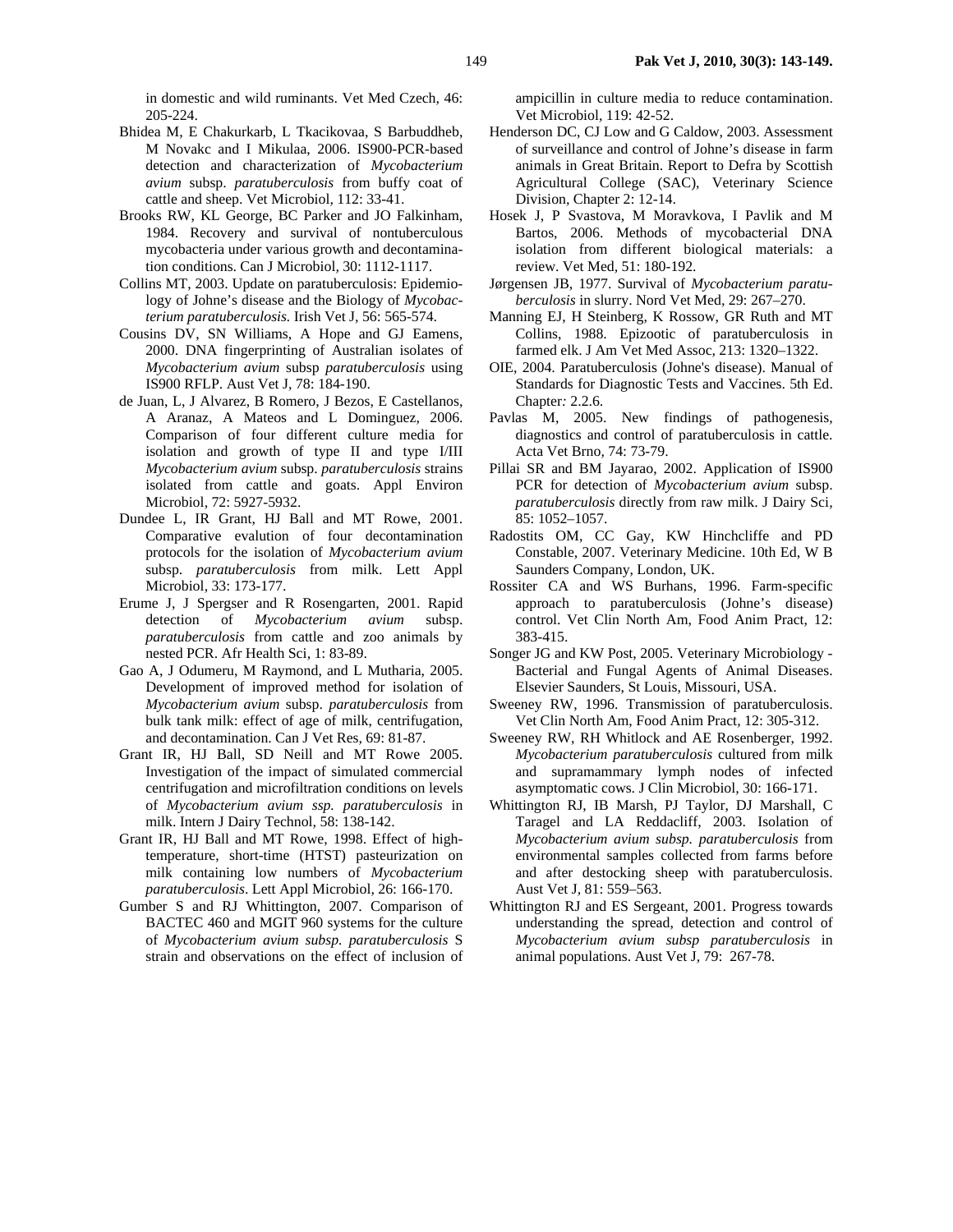in domestic and wild ruminants. Vet Med Czech, 46: 205-224.

Bhidea M, E Chakurkarb, L Tkacikovaa, S Barbuddheb, M Novakc and I Mikulaa, 2006. IS900-PCR-based detection and characterization of *Mycobacterium avium* subsp. *paratuberculosis* from buffy coat of cattle and sheep. Vet Microbiol, 112: 33-41.

Brooks RW, KL George, BC Parker and JO Falkinham, 1984. Recovery and survival of nontuberculous mycobacteria under various growth and decontamination conditions. Can J Microbiol, 30: 1112-1117.

Collins MT, 2003. Update on paratuberculosis: Epidemiology of Johne's disease and the Biology of *Mycobacterium paratuberculosis*. Irish Vet J, 56: 565-574.

Cousins DV, SN Williams, A Hope and GJ Eamens, 2000. DNA fingerprinting of Australian isolates of *Mycobacterium avium* subsp *paratuberculosis* using IS900 RFLP. Aust Vet J, 78: 184-190.

de Juan, L, J Alvarez, B Romero, J Bezos, E Castellanos, A Aranaz, A Mateos and L Dominguez, 2006. Comparison of four different culture media for isolation and growth of type II and type I/III *Mycobacterium avium* subsp. *paratuberculosis* strains isolated from cattle and goats. Appl Environ Microbiol, 72: 5927-5932.

Dundee L, IR Grant, HJ Ball and MT Rowe, 2001. Comparative evalution of four decontamination protocols for the isolation of *Mycobacterium avium* subsp. *paratuberculosis* from milk. Lett Appl Microbiol, 33: 173-177.

Erume J, J Spergser and R Rosengarten, 2001. Rapid detection of *Mycobacterium avium* subsp. *paratuberculosis* from cattle and zoo animals by nested PCR. Afr Health Sci, 1: 83-89.

Gao A, J Odumeru, M Raymond, and L Mutharia, 2005. Development of improved method for isolation of *Mycobacterium avium* subsp. *paratuberculosis* from bulk tank milk: effect of age of milk, centrifugation, and decontamination. Can J Vet Res, 69: 81-87.

Grant IR, HJ Ball, SD Neill and MT Rowe 2005. Investigation of the impact of simulated commercial centrifugation and microfiltration conditions on levels of *Mycobacterium avium ssp. paratuberculosis* in milk. Intern J Dairy Technol, 58: 138-142.

Grant IR, HJ Ball and MT Rowe, 1998. Effect of high-temperature, short-time (HTST) pasteurization on milk containing low numbers of *Mycobacterium paratuberculosis*. Lett Appl Microbiol, 26: 166-170.

Gumber S and RJ Whittington, 2007. Comparison of BACTEC 460 and MGIT 960 systems for the culture of *Mycobacterium avium subsp. paratuberculosis* S strain and observations on the effect of inclusion of ampicillin in culture media to reduce contamination. Vet Microbiol, 119: 42-52.

Henderson DC, CJ Low and G Caldow, 2003. Assessment of surveillance and control of Johne's disease in farm animals in Great Britain. Report to Defra by Scottish Agricultural College (SAC), Veterinary Science Division, Chapter 2: 12-14.

Hosek J, P Svastova, M Moravkova, I Pavlik and M Bartos, 2006. Methods of mycobacterial DNA isolation from different biological materials: a review. Vet Med, 51: 180-192.

Jørgensen JB, 1977. Survival of *Mycobacterium paratuberculosis* in slurry. Nord Vet Med, 29: 267–270.

Manning EJ, H Steinberg, K Rossow, GR Ruth and MT Collins, 1988. Epizootic of paratuberculosis in farmed elk. J Am Vet Med Assoc, 213: 1320–1322.

OIE, 2004. Paratuberculosis (Johne's disease). Manual of Standards for Diagnostic Tests and Vaccines. 5th Ed. Chapter: 2.2.6.

Pavlas M, 2005. New findings of pathogenesis, diagnostics and control of paratuberculosis in cattle. Acta Vet Brno, 74: 73-79.

Pillai SR and BM Jayarao, 2002. Application of IS900 PCR for detection of *Mycobacterium avium* subsp. *paratuberculosis* directly from raw milk. J Dairy Sci, 85: 1052–1057.

Radostits OM, CC Gay, KW Hinchcliffe and PD Constable, 2007. Veterinary Medicine. 10th Ed, W B Saunders Company, London, UK.

Rossiter CA and WS Burhans, 1996. Farm-specific approach to paratuberculosis (Johne's disease) control. Vet Clin North Am, Food Anim Pract, 12: 383-415.

Songer JG and KW Post, 2005. Veterinary Microbiology - Bacterial and Fungal Agents of Animal Diseases. Elsevier Saunders, St Louis, Missouri, USA.

Sweeney RW, 1996. Transmission of paratuberculosis. Vet Clin North Am, Food Anim Pract, 12: 305-312.

Sweeney RW, RH Whitlock and AE Rosenberger, 1992. *Mycobacterium paratuberculosis* cultured from milk and supramammary lymph nodes of infected asymptomatic cows. J Clin Microbiol, 30: 166-171.

Whittington RJ, IB Marsh, PJ Taylor, DJ Marshall, C Taragel and LA Reddacliff, 2003. Isolation of *Mycobacterium avium subsp. paratuberculosis* from environmental samples collected from farms before and after destocking sheep with paratuberculosis. Aust Vet J, 81: 559–563.

Whittington RJ and ES Sergeant, 2001. Progress towards understanding the spread, detection and control of *Mycobacterium avium subsp paratuberculosis* in animal populations. Aust Vet J, 79: 267-78.